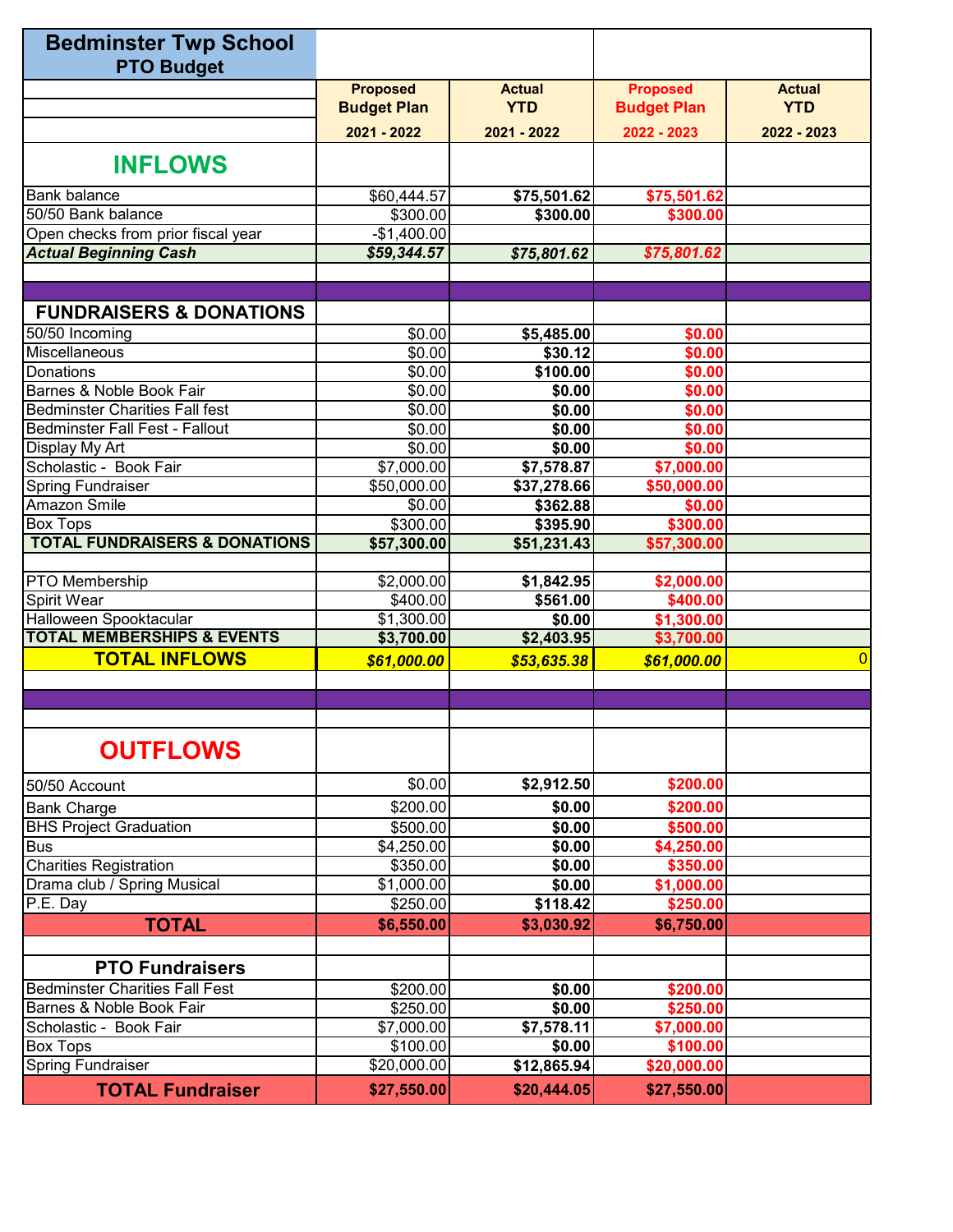# Bedminster Twp School
## PTO Budget

| | Proposed Budget Plan 2021 - 2022 | Actual YTD 2021 - 2022 | Proposed Budget Plan 2022 - 2023 | Actual YTD 2022 - 2023 |
|---|---|---|---|---|
| **INFLOWS** | | | | |
| Bank balance | $60,444.57 | **$75,501.62** | **$75,501.62** | |
| 50/50 Bank balance | $300.00 | **$300.00** | **$300.00** | |
| Open checks from prior fiscal year | -$1,400.00 | | | |
| ***Actual Beginning Cash*** | ***$59,344.57*** | ***$75,801.62*** | ***$75,801.62*** | |
| | | | | |
| **FUNDRAISERS & DONATIONS** | | | | |
| 50/50 Incoming | $0.00 | **$5,485.00** | **$0.00** | |
| Miscellaneous | $0.00 | **$30.12** | **$0.00** | |
| Donations | $0.00 | **$100.00** | **$0.00** | |
| Barnes & Noble Book Fair | $0.00 | **$0.00** | **$0.00** | |
| Bedminster Charities Fall fest | $0.00 | **$0.00** | **$0.00** | |
| Bedminster Fall Fest - Fallout | $0.00 | **$0.00** | **$0.00** | |
| Display My Art | $0.00 | **$0.00** | **$0.00** | |
| Scholastic - Book Fair | $7,000.00 | **$7,578.87** | **$7,000.00** | |
| Spring Fundraiser | $50,000.00 | **$37,278.66** | **$50,000.00** | |
| Amazon Smile | $0.00 | **$362.88** | **$0.00** | |
| Box Tops | $300.00 | **$395.90** | **$300.00** | |
| **TOTAL FUNDRAISERS & DONATIONS** | **$57,300.00** | **$51,231.43** | **$57,300.00** | |
| | | | | |
| PTO Membership | $2,000.00 | **$1,842.95** | **$2,000.00** | |
| Spirit Wear | $400.00 | **$561.00** | **$400.00** | |
| Halloween Spooktacular | $1,300.00 | **$0.00** | **$1,300.00** | |
| **TOTAL MEMBERSHIPS & EVENTS** | **$3,700.00** | **$2,403.95** | **$3,700.00** | |
| **TOTAL INFLOWS** | ***$61,000.00*** | ***$53,635.38*** | ***$61,000.00*** | 0 |
| | | | | |
| **OUTFLOWS** | | | | |
| 50/50 Account | $0.00 | **$2,912.50** | **$200.00** | |
| Bank Charge | $200.00 | **$0.00** | **$200.00** | |
| BHS Project Graduation | $500.00 | **$0.00** | **$500.00** | |
| Bus | $4,250.00 | **$0.00** | **$4,250.00** | |
| Charities Registration | $350.00 | **$0.00** | **$350.00** | |
| Drama club / Spring Musical | $1,000.00 | **$0.00** | **$1,000.00** | |
| P.E. Day | $250.00 | **$118.42** | **$250.00** | |
| **TOTAL** | **$6,550.00** | **$3,030.92** | **$6,750.00** | |
| | | | | |
| **PTO Fundraisers** | | | | |
| Bedminster Charities Fall Fest | $200.00 | **$0.00** | **$200.00** | |
| Barnes & Noble Book Fair | $250.00 | **$0.00** | **$250.00** | |
| Scholastic - Book Fair | $7,000.00 | **$7,578.11** | **$7,000.00** | |
| Box Tops | $100.00 | **$0.00** | **$100.00** | |
| Spring Fundraiser | $20,000.00 | **$12,865.94** | **$20,000.00** | |
| **TOTAL Fundraiser** | **$27,550.00** | **$20,444.05** | **$27,550.00** | |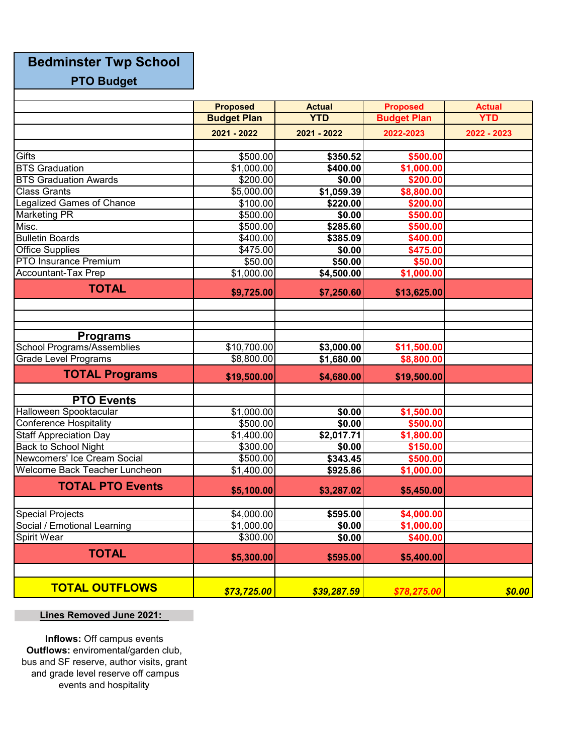# Bedminster Twp School

## PTO Budget

| | Proposed Budget Plan 2021 - 2022 | Actual YTD 2021 - 2022 | Proposed Budget Plan 2022-2023 | Actual YTD 2022 - 2023 |
|---|---|---|---|---|
| Gifts | $500.00 | $350.52 | $500.00 | |
| BTS Graduation | $1,000.00 | $400.00 | $1,000.00 | |
| BTS Graduation Awards | $200.00 | $0.00 | $200.00 | |
| Class Grants | $5,000.00 | $1,059.39 | $8,800.00 | |
| Legalized Games of Chance | $100.00 | $220.00 | $200.00 | |
| Marketing PR | $500.00 | $0.00 | $500.00 | |
| Misc. | $500.00 | $285.60 | $500.00 | |
| Bulletin Boards | $400.00 | $385.09 | $400.00 | |
| Office Supplies | $475.00 | $0.00 | $475.00 | |
| PTO Insurance Premium | $50.00 | $50.00 | $50.00 | |
| Accountant-Tax Prep | $1,000.00 | $4,500.00 | $1,000.00 | |
| **TOTAL** | **$9,725.00** | **$7,250.60** | **$13,625.00** | |
| | | | | |
| **Programs** | | | | |
| School Programs/Assemblies | $10,700.00 | $3,000.00 | $11,500.00 | |
| Grade Level Programs | $8,800.00 | $1,680.00 | $8,800.00 | |
| **TOTAL Programs** | **$19,500.00** | **$4,680.00** | **$19,500.00** | |
| | | | | |
| **PTO Events** | | | | |
| Halloween Spooktacular | $1,000.00 | $0.00 | $1,500.00 | |
| Conference Hospitality | $500.00 | $0.00 | $500.00 | |
| Staff Appreciation Day | $1,400.00 | $2,017.71 | $1,800.00 | |
| Back to School Night | $300.00 | $0.00 | $150.00 | |
| Newcomers' Ice Cream Social | $500.00 | $343.45 | $500.00 | |
| Welcome Back Teacher Luncheon | $1,400.00 | $925.86 | $1,000.00 | |
| **TOTAL PTO Events** | **$5,100.00** | **$3,287.02** | **$5,450.00** | |
| | | | | |
| Special Projects | $4,000.00 | $595.00 | $4,000.00 | |
| Social / Emotional Learning | $1,000.00 | $0.00 | $1,000.00 | |
| Spirit Wear | $300.00 | $0.00 | $400.00 | |
| **TOTAL** | **$5,300.00** | **$595.00** | **$5,400.00** | |
| | | | | |
| **TOTAL OUTFLOWS** | ***$73,725.00*** | ***$39,287.59*** | ***$78,275.00*** | ***$0.00*** |

**Lines Removed June 2021:**

**Inflows:** Off campus events
**Outflows:** enviromental/garden club, bus and SF reserve, author visits, grant and grade level reserve off campus events and hospitality